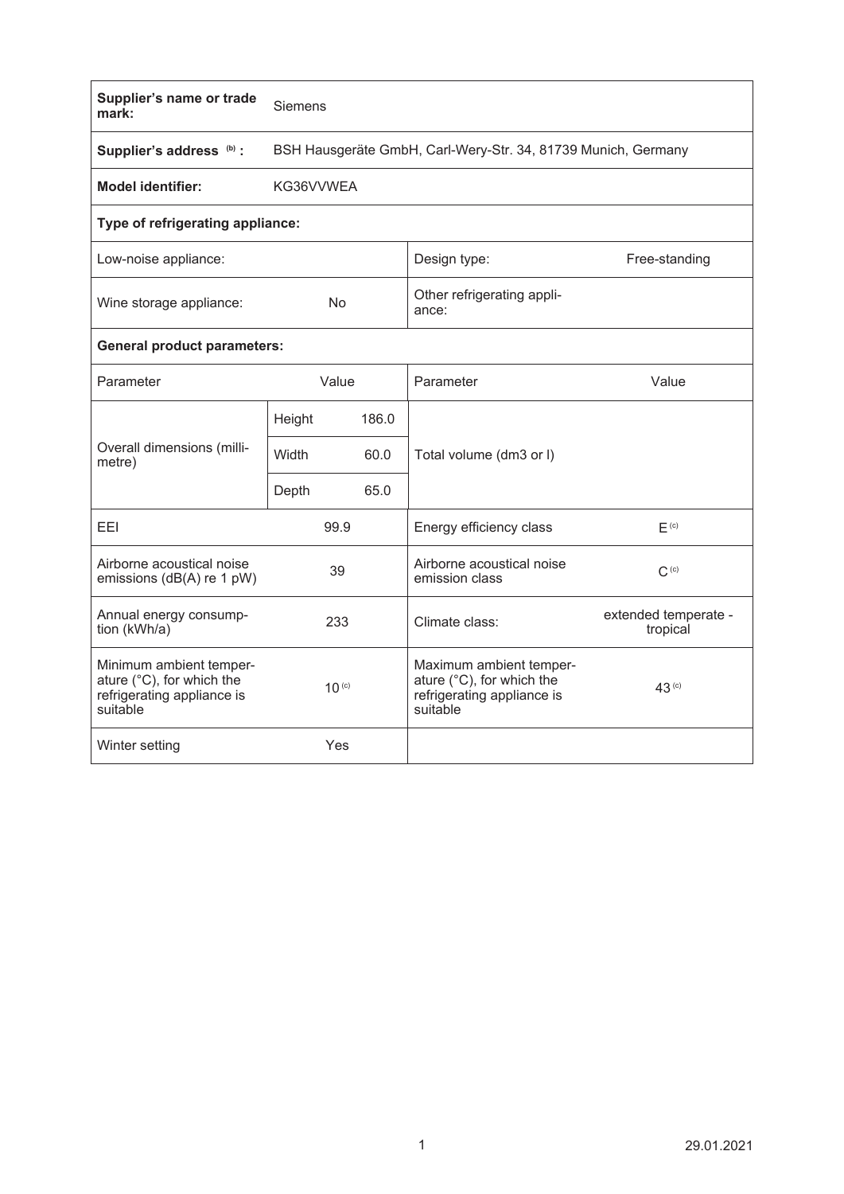| Supplier's name or trade mark: | Siemens | | |
|---|---|---|---|
| Supplier's address [(b)] : | BSH Hausgeräte GmbH, Carl-Wery-Str. 34, 81739 Munich, Germany | | |
| Model identifier: | KG36VVWEA | | |
| **Type of refrigerating appliance:** | | | |
| Low-noise appliance: | | Design type: | Free-standing |
| Wine storage appliance: | No | Other refrigerating appliance: | |
| **General product parameters:** | | | |
| Parameter | Value | Parameter | Value |
| Overall dimensions (millimetre) | Height 186.0 | Total volume (dm3 or l) | |
| | Width 60.0 | | |
| | Depth 65.0 | | |
| EEI | 99.9 | Energy efficiency class | E [(c)] |
| Airborne acoustical noise emissions (dB(A) re 1 pW) | 39 | Airborne acoustical noise emission class | C [(c)] |
| Annual energy consumption (kWh/a) | 233 | Climate class: | extended temperate - tropical |
| Minimum ambient temperature (°C), for which the refrigerating appliance is suitable | 10 [(c)] | Maximum ambient temperature (°C), for which the refrigerating appliance is suitable | 43 [(c)] |
| Winter setting | Yes | | |

29.01.2021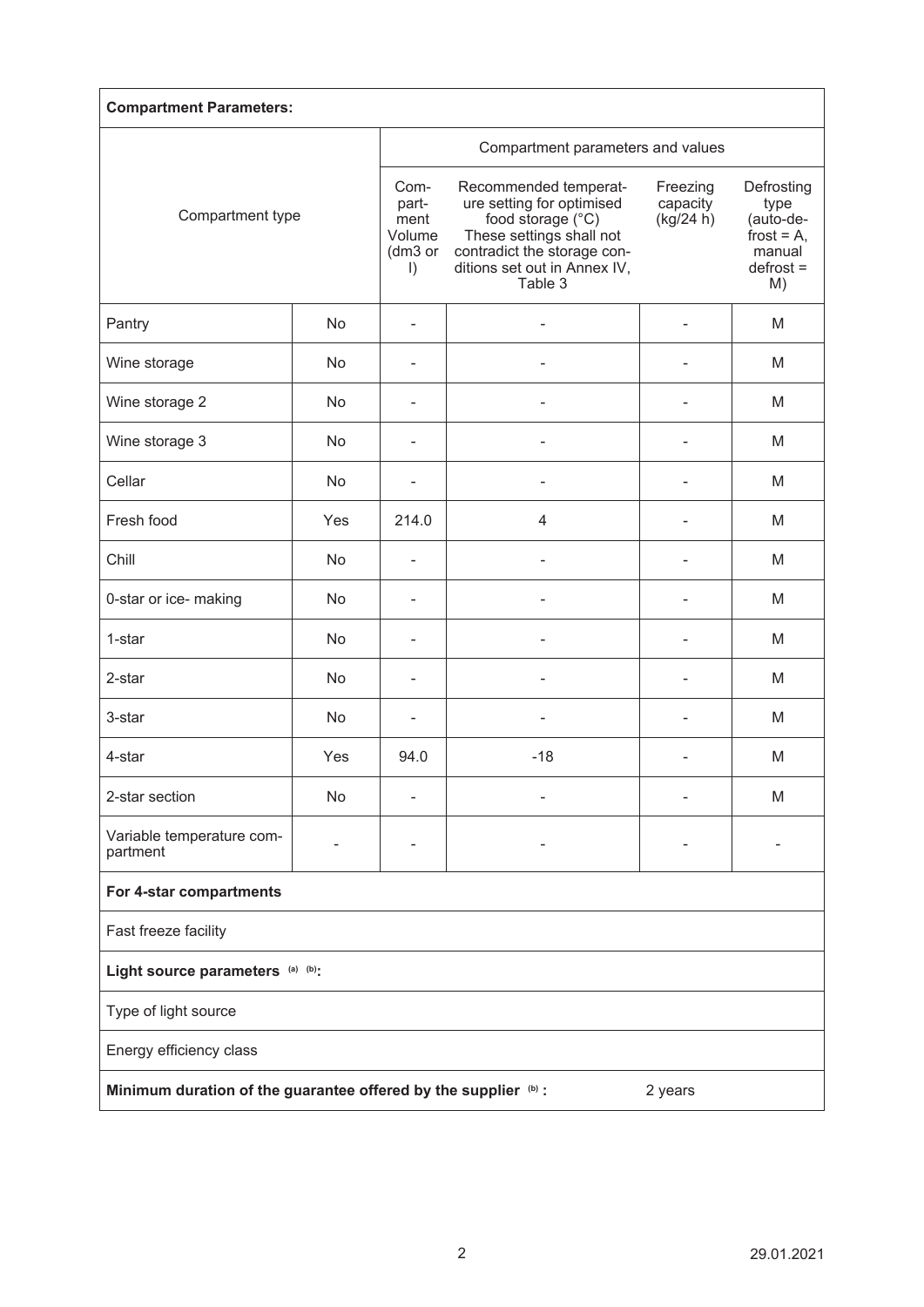| **Compartment Parameters:** | | | | | |
|---|---|---|---|---|---|
| Compartment type | | Compartment parameters and values | | | |
| | | Compartment Volume (dm3 or l) | Recommended temperature setting for optimised food storage (°C) These settings shall not contradict the storage conditions set out in Annex IV, Table 3 | Freezing capacity (kg/24 h) | Defrosting type (auto-defrost = A, manual defrost = M) |
| Pantry | No | - | - | - | M |
| Wine storage | No | - | - | - | M |
| Wine storage 2 | No | - | - | - | M |
| Wine storage 3 | No | - | - | - | M |
| Cellar | No | - | - | - | M |
| Fresh food | Yes | 214.0 | 4 | - | M |
| Chill | No | - | - | - | M |
| 0-star or ice- making | No | - | - | - | M |
| 1-star | No | - | - | - | M |
| 2-star | No | - | - | - | M |
| 3-star | No | - | - | - | M |
| 4-star | Yes | 94.0 | -18 | - | M |
| 2-star section | No | - | - | - | M |
| Variable temperature compartment | - | - | - | - | - |
| **For 4-star compartments** | | | | | |
| Fast freeze facility | | | | | |
| **Light source parameters [(a) (b)]:** | | | | | |
| Type of light source | | | | | |
| Energy efficiency class | | | | | |
| **Minimum duration of the guarantee offered by the supplier [(b)] :** | | | | 2 years | |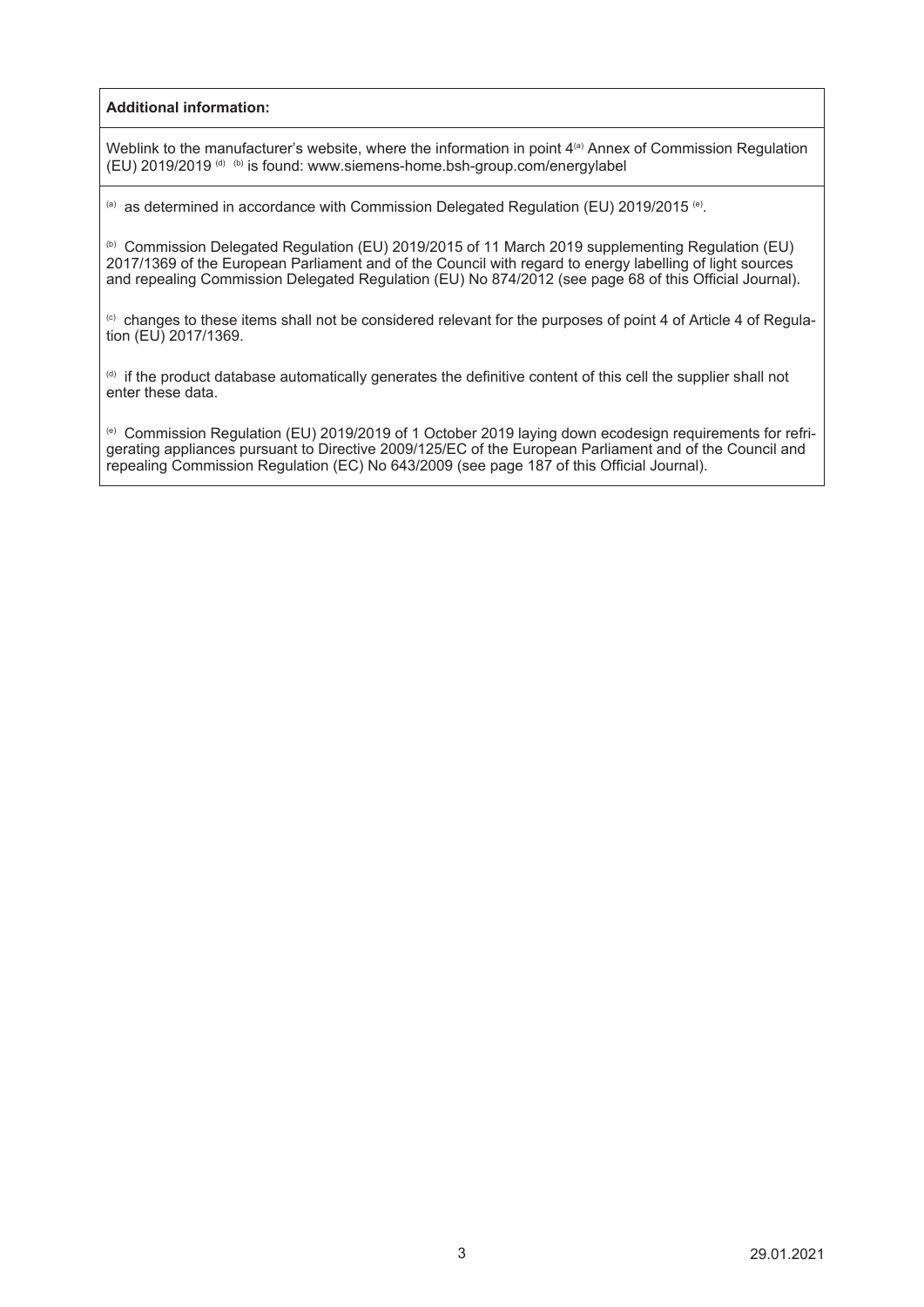**Additional information:**

Weblink to the manufacturer's website, where the information in point 4[a] Annex of Commission Regulation (EU) 2019/2019 [d] [b] is found: www.siemens-home.bsh-group.com/energylabel

[a] as determined in accordance with Commission Delegated Regulation (EU) 2019/2015 [e].

[b] Commission Delegated Regulation (EU) 2019/2015 of 11 March 2019 supplementing Regulation (EU) 2017/1369 of the European Parliament and of the Council with regard to energy labelling of light sources and repealing Commission Delegated Regulation (EU) No 874/2012 (see page 68 of this Official Journal).

[c] changes to these items shall not be considered relevant for the purposes of point 4 of Article 4 of Regulation (EU) 2017/1369.

[d] if the product database automatically generates the definitive content of this cell the supplier shall not enter these data.

[e] Commission Regulation (EU) 2019/2019 of 1 October 2019 laying down ecodesign requirements for refrigerating appliances pursuant to Directive 2009/125/EC of the European Parliament and of the Council and repealing Commission Regulation (EC) No 643/2009 (see page 187 of this Official Journal).

29.01.2021